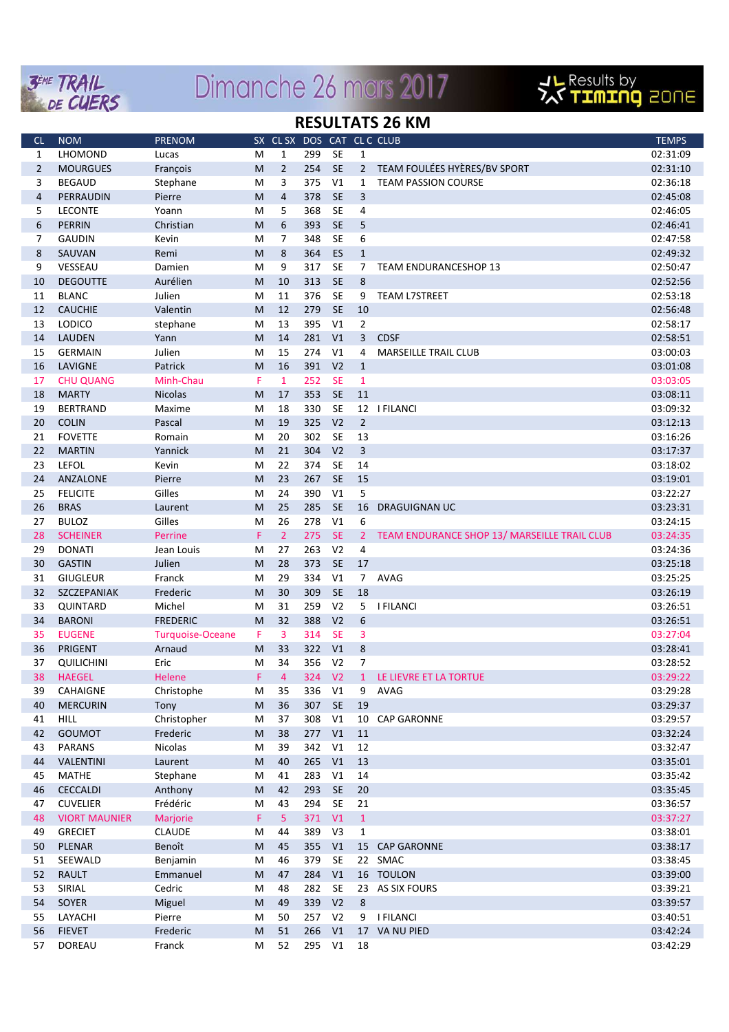3ème TRAIL DE CUERS

Dimanche 26 mars 2017

Results by TIMING ZONE

# RESULTATS 26 KM

| CL | NOM | PRENOM | SX | CL SX | DOS | CAT | CL C | CLUB | TEMPS |
|---|---|---|---|---|---|---|---|---|---|
| 1 | LHOMOND | Lucas | M | 1 | 299 | SE | 1 | | 02:31:09 |
| 2 | MOURGUES | François | M | 2 | 254 | SE | 2 | TEAM FOULÉES HYÈRES/BV SPORT | 02:31:10 |
| 3 | BEGAUD | Stephane | M | 3 | 375 | V1 | 1 | TEAM PASSION COURSE | 02:36:18 |
| 4 | PERRAUDIN | Pierre | M | 4 | 378 | SE | 3 | | 02:45:08 |
| 5 | LECONTE | Yoann | M | 5 | 368 | SE | 4 | | 02:46:05 |
| 6 | PERRIN | Christian | M | 6 | 393 | SE | 5 | | 02:46:41 |
| 7 | GAUDIN | Kevin | M | 7 | 348 | SE | 6 | | 02:47:58 |
| 8 | SAUVAN | Remi | M | 8 | 364 | ES | 1 | | 02:49:32 |
| 9 | VESSEAU | Damien | M | 9 | 317 | SE | 7 | TEAM ENDURANCESHOP 13 | 02:50:47 |
| 10 | DEGOUTTE | Aurélien | M | 10 | 313 | SE | 8 | | 02:52:56 |
| 11 | BLANC | Julien | M | 11 | 376 | SE | 9 | TEAM L7STREET | 02:53:18 |
| 12 | CAUCHIE | Valentin | M | 12 | 279 | SE | 10 | | 02:56:48 |
| 13 | LODICO | stephane | M | 13 | 395 | V1 | 2 | | 02:58:17 |
| 14 | LAUDEN | Yann | M | 14 | 281 | V1 | 3 | CDSF | 02:58:51 |
| 15 | GERMAIN | Julien | M | 15 | 274 | V1 | 4 | MARSEILLE TRAIL CLUB | 03:00:03 |
| 16 | LAVIGNE | Patrick | M | 16 | 391 | V2 | 1 | | 03:01:08 |
| 17 | CHU QUANG | Minh-Chau | F | 1 | 252 | SE | 1 | | 03:03:05 |
| 18 | MARTY | Nicolas | M | 17 | 353 | SE | 11 | | 03:08:11 |
| 19 | BERTRAND | Maxime | M | 18 | 330 | SE | 12 | I FILANCI | 03:09:32 |
| 20 | COLIN | Pascal | M | 19 | 325 | V2 | 2 | | 03:12:13 |
| 21 | FOVETTE | Romain | M | 20 | 302 | SE | 13 | | 03:16:26 |
| 22 | MARTIN | Yannick | M | 21 | 304 | V2 | 3 | | 03:17:37 |
| 23 | LEFOL | Kevin | M | 22 | 374 | SE | 14 | | 03:18:02 |
| 24 | ANZALONE | Pierre | M | 23 | 267 | SE | 15 | | 03:19:01 |
| 25 | FELICITE | Gilles | M | 24 | 390 | V1 | 5 | | 03:22:27 |
| 26 | BRAS | Laurent | M | 25 | 285 | SE | 16 | DRAGUIGNAN UC | 03:23:31 |
| 27 | BULOZ | Gilles | M | 26 | 278 | V1 | 6 | | 03:24:15 |
| 28 | SCHEINER | Perrine | F | 2 | 275 | SE | 2 | TEAM ENDURANCE SHOP 13/ MARSEILLE TRAIL CLUB | 03:24:35 |
| 29 | DONATI | Jean Louis | M | 27 | 263 | V2 | 4 | | 03:24:36 |
| 30 | GASTIN | Julien | M | 28 | 373 | SE | 17 | | 03:25:18 |
| 31 | GIUGLEUR | Franck | M | 29 | 334 | V1 | 7 | AVAG | 03:25:25 |
| 32 | SZCZEPANIAK | Frederic | M | 30 | 309 | SE | 18 | | 03:26:19 |
| 33 | QUINTARD | Michel | M | 31 | 259 | V2 | 5 | I FILANCI | 03:26:51 |
| 34 | BARONI | FREDERIC | M | 32 | 388 | V2 | 6 | | 03:26:51 |
| 35 | EUGENE | Turquoise-Oceane | F | 3 | 314 | SE | 3 | | 03:27:04 |
| 36 | PRIGENT | Arnaud | M | 33 | 322 | V1 | 8 | | 03:28:41 |
| 37 | QUILICHINI | Eric | M | 34 | 356 | V2 | 7 | | 03:28:52 |
| 38 | HAEGEL | Helene | F | 4 | 324 | V2 | 1 | LE LIEVRE ET LA TORTUE | 03:29:22 |
| 39 | CAHAIGNE | Christophe | M | 35 | 336 | V1 | 9 | AVAG | 03:29:28 |
| 40 | MERCURIN | Tony | M | 36 | 307 | SE | 19 | | 03:29:37 |
| 41 | HILL | Christopher | M | 37 | 308 | V1 | 10 | CAP GARONNE | 03:29:57 |
| 42 | GOUMOT | Frederic | M | 38 | 277 | V1 | 11 | | 03:32:24 |
| 43 | PARANS | Nicolas | M | 39 | 342 | V1 | 12 | | 03:32:47 |
| 44 | VALENTINI | Laurent | M | 40 | 265 | V1 | 13 | | 03:35:01 |
| 45 | MATHE | Stephane | M | 41 | 283 | V1 | 14 | | 03:35:42 |
| 46 | CECCALDI | Anthony | M | 42 | 293 | SE | 20 | | 03:35:45 |
| 47 | CUVELIER | Frédéric | M | 43 | 294 | SE | 21 | | 03:36:57 |
| 48 | VIORT MAUNIER | Marjorie | F | 5 | 371 | V1 | 1 | | 03:37:27 |
| 49 | GRECIET | CLAUDE | M | 44 | 389 | V3 | 1 | | 03:38:01 |
| 50 | PLENAR | Benoît | M | 45 | 355 | V1 | 15 | CAP GARONNE | 03:38:17 |
| 51 | SEEWALD | Benjamin | M | 46 | 379 | SE | 22 | SMAC | 03:38:45 |
| 52 | RAULT | Emmanuel | M | 47 | 284 | V1 | 16 | TOULON | 03:39:00 |
| 53 | SIRIAL | Cedric | M | 48 | 282 | SE | 23 | AS SIX FOURS | 03:39:21 |
| 54 | SOYER | Miguel | M | 49 | 339 | V2 | 8 | | 03:39:57 |
| 55 | LAYACHI | Pierre | M | 50 | 257 | V2 | 9 | I FILANCI | 03:40:51 |
| 56 | FIEVET | Frederic | M | 51 | 266 | V1 | 17 | VA NU PIED | 03:42:24 |
| 57 | DOREAU | Franck | M | 52 | 295 | V1 | 18 | | 03:42:29 |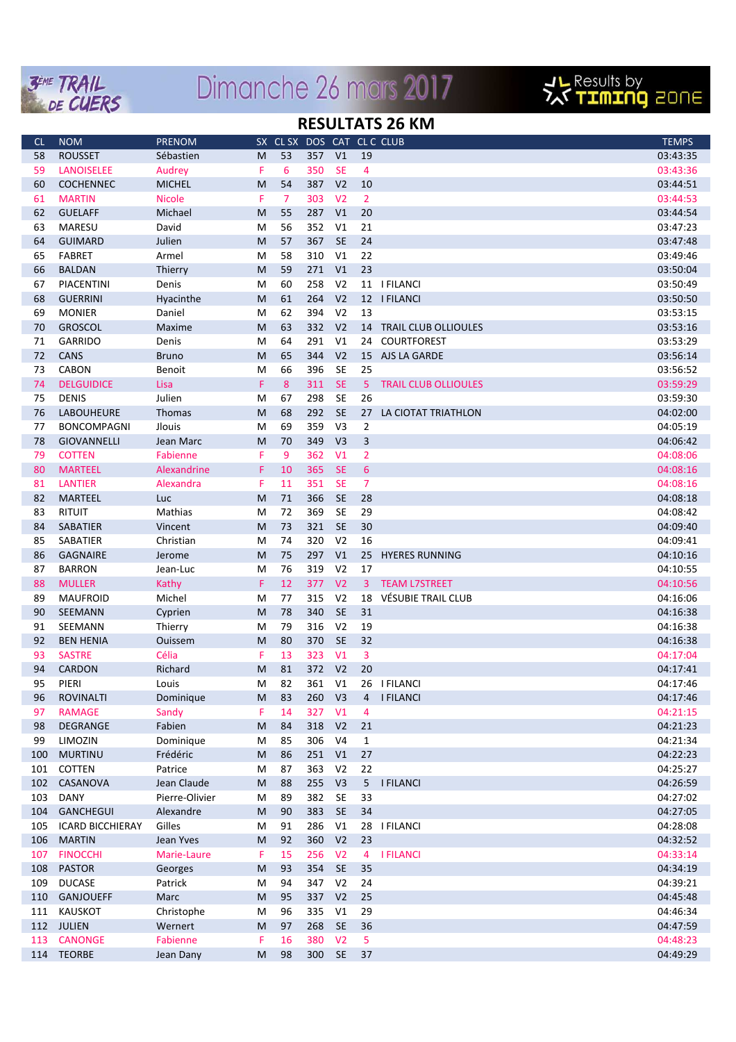3ÈME TRAIL DE CUERS

Dimanche 26 mars 2017

Results by TIMING ZONE

# RESULTATS 26 KM

| CL | NOM | PRENOM | SX | CL SX | DOS | CAT | CL C | CLUB | TEMPS |
|---|---|---|---|---|---|---|---|---|---|
| 58 | ROUSSET | Sébastien | M | 53 | 357 | V1 | 19 | | 03:43:35 |
| 59 | LANOISELEE | Audrey | F | 6 | 350 | SE | 4 | | 03:43:36 |
| 60 | COCHENNEC | MICHEL | M | 54 | 387 | V2 | 10 | | 03:44:51 |
| 61 | MARTIN | Nicole | F | 7 | 303 | V2 | 2 | | 03:44:53 |
| 62 | GUELAFF | Michael | M | 55 | 287 | V1 | 20 | | 03:44:54 |
| 63 | MARESU | David | M | 56 | 352 | V1 | 21 | | 03:47:23 |
| 64 | GUIMARD | Julien | M | 57 | 367 | SE | 24 | | 03:47:48 |
| 65 | FABRET | Armel | M | 58 | 310 | V1 | 22 | | 03:49:46 |
| 66 | BALDAN | Thierry | M | 59 | 271 | V1 | 23 | | 03:50:04 |
| 67 | PIACENTINI | Denis | M | 60 | 258 | V2 | 11 | I FILANCI | 03:50:49 |
| 68 | GUERRINI | Hyacinthe | M | 61 | 264 | V2 | 12 | I FILANCI | 03:50:50 |
| 69 | MONIER | Daniel | M | 62 | 394 | V2 | 13 | | 03:53:15 |
| 70 | GROSCOL | Maxime | M | 63 | 332 | V2 | 14 | TRAIL CLUB OLLIOULES | 03:53:16 |
| 71 | GARRIDO | Denis | M | 64 | 291 | V1 | 24 | COURTFOREST | 03:53:29 |
| 72 | CANS | Bruno | M | 65 | 344 | V2 | 15 | AJS LA GARDE | 03:56:14 |
| 73 | CABON | Benoit | M | 66 | 396 | SE | 25 | | 03:56:52 |
| 74 | DELGUIDICE | Lisa | F | 8 | 311 | SE | 5 | TRAIL CLUB OLLIOULES | 03:59:29 |
| 75 | DENIS | Julien | M | 67 | 298 | SE | 26 | | 03:59:30 |
| 76 | LABOUHEURE | Thomas | M | 68 | 292 | SE | 27 | LA CIOTAT TRIATHLON | 04:02:00 |
| 77 | BONCOMPAGNI | Jlouis | M | 69 | 359 | V3 | 2 | | 04:05:19 |
| 78 | GIOVANNELLI | Jean Marc | M | 70 | 349 | V3 | 3 | | 04:06:42 |
| 79 | COTTEN | Fabienne | F | 9 | 362 | V1 | 2 | | 04:08:06 |
| 80 | MARTEEL | Alexandrine | F | 10 | 365 | SE | 6 | | 04:08:16 |
| 81 | LANTIER | Alexandra | F | 11 | 351 | SE | 7 | | 04:08:16 |
| 82 | MARTEEL | Luc | M | 71 | 366 | SE | 28 | | 04:08:18 |
| 83 | RITUIT | Mathias | M | 72 | 369 | SE | 29 | | 04:08:42 |
| 84 | SABATIER | Vincent | M | 73 | 321 | SE | 30 | | 04:09:40 |
| 85 | SABATIER | Christian | M | 74 | 320 | V2 | 16 | | 04:09:41 |
| 86 | GAGNAIRE | Jerome | M | 75 | 297 | V1 | 25 | HYERES RUNNING | 04:10:16 |
| 87 | BARRON | Jean-Luc | M | 76 | 319 | V2 | 17 | | 04:10:55 |
| 88 | MULLER | Kathy | F | 12 | 377 | V2 | 3 | TEAM L7STREET | 04:10:56 |
| 89 | MAUFROID | Michel | M | 77 | 315 | V2 | 18 | VÉSUBIE TRAIL CLUB | 04:16:06 |
| 90 | SEEMANN | Cyprien | M | 78 | 340 | SE | 31 | | 04:16:38 |
| 91 | SEEMANN | Thierry | M | 79 | 316 | V2 | 19 | | 04:16:38 |
| 92 | BEN HENIA | Ouissem | M | 80 | 370 | SE | 32 | | 04:16:38 |
| 93 | SASTRE | Célia | F | 13 | 323 | V1 | 3 | | 04:17:04 |
| 94 | CARDON | Richard | M | 81 | 372 | V2 | 20 | | 04:17:41 |
| 95 | PIERI | Louis | M | 82 | 361 | V1 | 26 | I FILANCI | 04:17:46 |
| 96 | ROVINALTI | Dominique | M | 83 | 260 | V3 | 4 | I FILANCI | 04:17:46 |
| 97 | RAMAGE | Sandy | F | 14 | 327 | V1 | 4 | | 04:21:15 |
| 98 | DEGRANGE | Fabien | M | 84 | 318 | V2 | 21 | | 04:21:23 |
| 99 | LIMOZIN | Dominique | M | 85 | 306 | V4 | 1 | | 04:21:34 |
| 100 | MURTINU | Frédéric | M | 86 | 251 | V1 | 27 | | 04:22:23 |
| 101 | COTTEN | Patrice | M | 87 | 363 | V2 | 22 | | 04:25:27 |
| 102 | CASANOVA | Jean Claude | M | 88 | 255 | V3 | 5 | I FILANCI | 04:26:59 |
| 103 | DANY | Pierre-Olivier | M | 89 | 382 | SE | 33 | | 04:27:02 |
| 104 | GANCHEGUI | Alexandre | M | 90 | 383 | SE | 34 | | 04:27:05 |
| 105 | ICARD BICCHIERAY | Gilles | M | 91 | 286 | V1 | 28 | I FILANCI | 04:28:08 |
| 106 | MARTIN | Jean Yves | M | 92 | 360 | V2 | 23 | | 04:32:52 |
| 107 | FINOCCHI | Marie-Laure | F | 15 | 256 | V2 | 4 | I FILANCI | 04:33:14 |
| 108 | PASTOR | Georges | M | 93 | 354 | SE | 35 | | 04:34:19 |
| 109 | DUCASE | Patrick | M | 94 | 347 | V2 | 24 | | 04:39:21 |
| 110 | GANJOUEFF | Marc | M | 95 | 337 | V2 | 25 | | 04:45:48 |
| 111 | KAUSKOT | Christophe | M | 96 | 335 | V1 | 29 | | 04:46:34 |
| 112 | JULIEN | Wernert | M | 97 | 268 | SE | 36 | | 04:47:59 |
| 113 | CANONGE | Fabienne | F | 16 | 380 | V2 | 5 | | 04:48:23 |
| 114 | TEORBE | Jean Dany | M | 98 | 300 | SE | 37 | | 04:49:29 |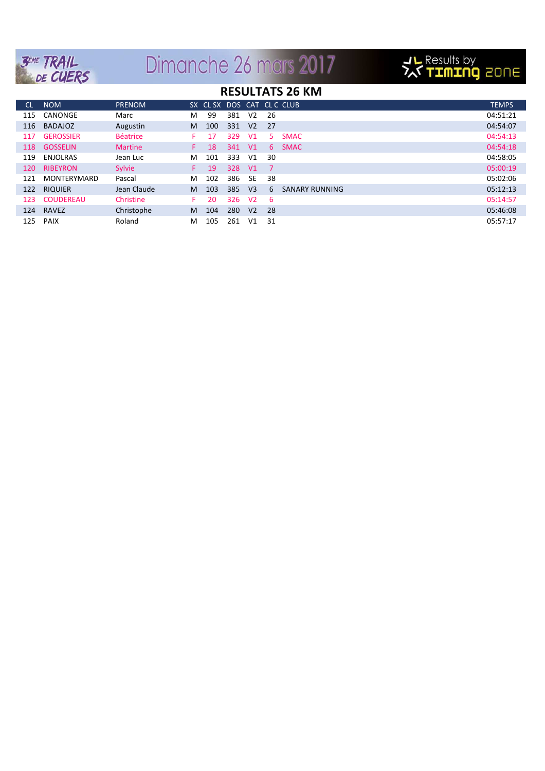## RESULTATS 26 KM

| CL | NOM | PRENOM | SX | CL SX | DOS | CAT | CL C | CLUB | TEMPS |
|---|---|---|---|---|---|---|---|---|---|
| 115 | CANONGE | Marc | M | 99 | 381 | V2 | 26 | | 04:51:21 |
| 116 | BADAJOZ | Augustin | M | 100 | 331 | V2 | 27 | | 04:54:07 |
| 117 | GEROSSIER | Béatrice | F | 17 | 329 | V1 | 5 | SMAC | 04:54:13 |
| 118 | GOSSELIN | Martine | F | 18 | 341 | V1 | 6 | SMAC | 04:54:18 |
| 119 | ENJOLRAS | Jean Luc | M | 101 | 333 | V1 | 30 | | 04:58:05 |
| 120 | RIBEYRON | Sylvie | F | 19 | 328 | V1 | 7 | | 05:00:19 |
| 121 | MONTERYMARD | Pascal | M | 102 | 386 | SE | 38 | | 05:02:06 |
| 122 | RIQUIER | Jean Claude | M | 103 | 385 | V3 | 6 | SANARY RUNNING | 05:12:13 |
| 123 | COUDEREAU | Christine | F | 20 | 326 | V2 | 6 | | 05:14:57 |
| 124 | RAVEZ | Christophe | M | 104 | 280 | V2 | 28 | | 05:46:08 |
| 125 | PAIX | Roland | M | 105 | 261 | V1 | 31 | | 05:57:17 |